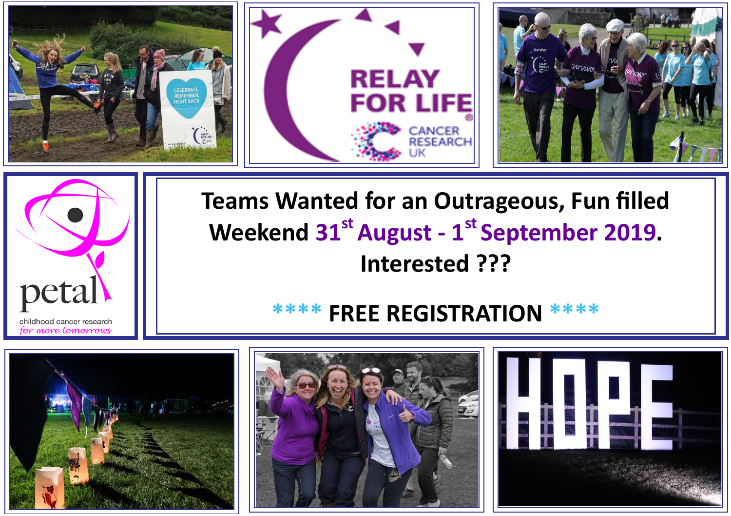RELAY FOR LIFE

CANCER RESEARCH UK

petal

childhood cancer research

*for more tomorrows*

**Teams Wanted for an Outrageous, Fun filled Weekend 31st August - 1st September 2019.**

**Interested ???**

**\*\*\*\* FREE REGISTRATION \*\*\*\***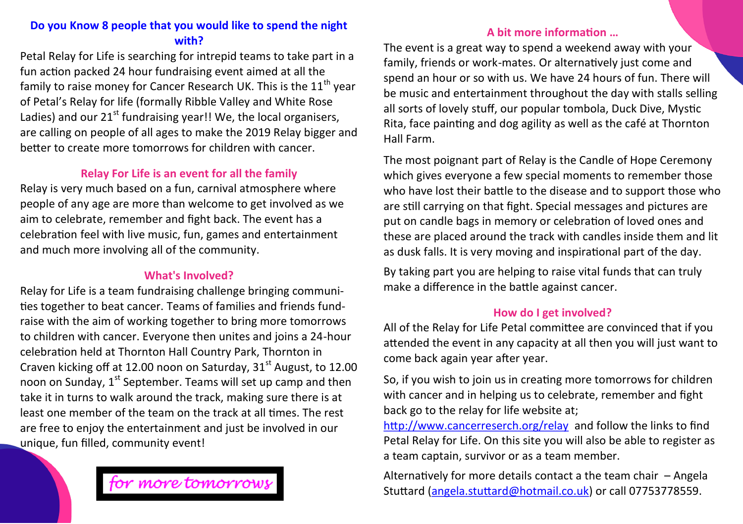## Do you Know 8 people that you would like to spend the night with?

Petal Relay for Life is searching for intrepid teams to take part in a fun action packed 24 hour fundraising event aimed at all the family to raise money for Cancer Research UK. This is the 11th year of Petal's Relay for life (formally Ribble Valley and White Rose Ladies) and our 21st fundraising year!! We, the local organisers, are calling on people of all ages to make the 2019 Relay bigger and better to create more tomorrows for children with cancer.

### Relay For Life is an event for all the family

Relay is very much based on a fun, carnival atmosphere where people of any age are more than welcome to get involved as we aim to celebrate, remember and fight back. The event has a celebration feel with live music, fun, games and entertainment and much more involving all of the community.

### What's Involved?

Relay for Life is a team fundraising challenge bringing communities together to beat cancer. Teams of families and friends fundraise with the aim of working together to bring more tomorrows to children with cancer. Everyone then unites and joins a 24-hour celebration held at Thornton Hall Country Park, Thornton in Craven kicking off at 12.00 noon on Saturday, 31st August, to 12.00 noon on Sunday, 1st September. Teams will set up camp and then take it in turns to walk around the track, making sure there is at least one member of the team on the track at all times. The rest are free to enjoy the entertainment and just be involved in our unique, fun filled, community event!

*for more tomorrows*

### A bit more information …

The event is a great way to spend a weekend away with your family, friends or work-mates. Or alternatively just come and spend an hour or so with us. We have 24 hours of fun. There will be music and entertainment throughout the day with stalls selling all sorts of lovely stuff, our popular tombola, Duck Dive, Mystic Rita, face painting and dog agility as well as the café at Thornton Hall Farm.

The most poignant part of Relay is the Candle of Hope Ceremony which gives everyone a few special moments to remember those who have lost their battle to the disease and to support those who are still carrying on that fight. Special messages and pictures are put on candle bags in memory or celebration of loved ones and these are placed around the track with candles inside them and lit as dusk falls. It is very moving and inspirational part of the day.

By taking part you are helping to raise vital funds that can truly make a difference in the battle against cancer.

### How do I get involved?

All of the Relay for Life Petal committee are convinced that if you attended the event in any capacity at all then you will just want to come back again year after year.

So, if you wish to join us in creating more tomorrows for children with cancer and in helping us to celebrate, remember and fight back go to the relay for life website at; http://www.cancerresearch.org/relay and follow the links to find Petal Relay for Life. On this site you will also be able to register as a team captain, survivor or as a team member.

Alternatively for more details contact a the team chair – Angela Stuttard (angela.stuttard@hotmail.co.uk) or call 07753778559.